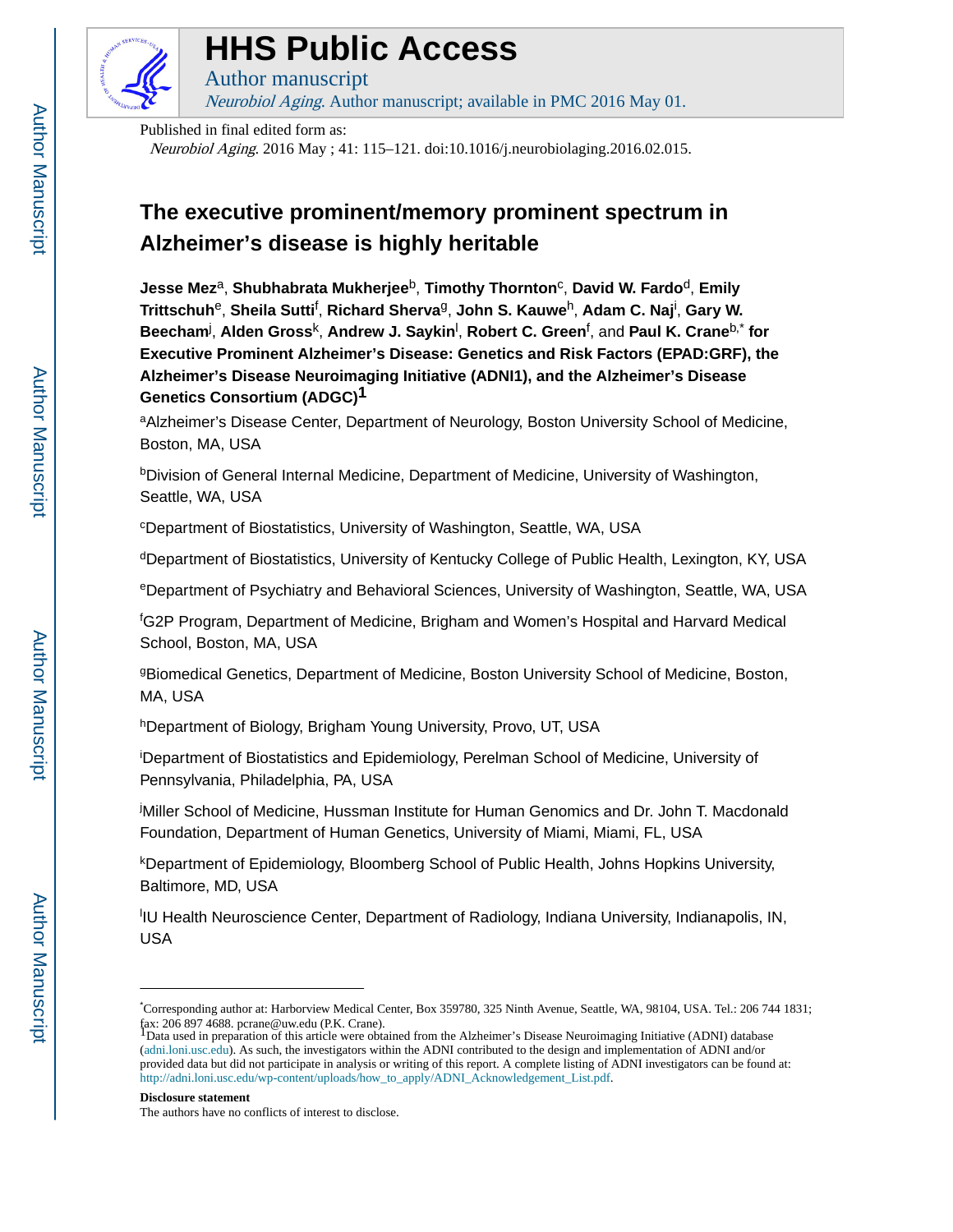# HHS Public Access

Author manuscript

*Neurobiol Aging*. Author manuscript; available in PMC 2016 May 01.

Published in final edited form as:

*Neurobiol Aging*. 2016 May ; 41: 115–121. doi:10.1016/j.neurobiolaging.2016.02.015.

# The executive prominent/memory prominent spectrum in Alzheimer's disease is highly heritable

**Jesse Mez**[a], **Shubhabrata Mukherjee**[b], **Timothy Thornton**[c], **David W. Fardo**[d], **Emily Trittschuh**[e], **Sheila Sutti**[f], **Richard Sherva**[g], **John S. Kauwe**[h], **Adam C. Naj**[i], **Gary W. Beecham**[j], **Alden Gross**[k], **Andrew J. Saykin**[l], **Robert C. Green**[f], and **Paul K. Crane**[b,*] **for Executive Prominent Alzheimer's Disease: Genetics and Risk Factors (EPAD:GRF), the Alzheimer's Disease Neuroimaging Initiative (ADNI1), and the Alzheimer's Disease Genetics Consortium (ADGC)**[1]

[a]Alzheimer's Disease Center, Department of Neurology, Boston University School of Medicine, Boston, MA, USA

[b]Division of General Internal Medicine, Department of Medicine, University of Washington, Seattle, WA, USA

[c]Department of Biostatistics, University of Washington, Seattle, WA, USA

[d]Department of Biostatistics, University of Kentucky College of Public Health, Lexington, KY, USA

[e]Department of Psychiatry and Behavioral Sciences, University of Washington, Seattle, WA, USA

[f]G2P Program, Department of Medicine, Brigham and Women's Hospital and Harvard Medical School, Boston, MA, USA

[g]Biomedical Genetics, Department of Medicine, Boston University School of Medicine, Boston, MA, USA

[h]Department of Biology, Brigham Young University, Provo, UT, USA

[i]Department of Biostatistics and Epidemiology, Perelman School of Medicine, University of Pennsylvania, Philadelphia, PA, USA

[j]Miller School of Medicine, Hussman Institute for Human Genomics and Dr. John T. Macdonald Foundation, Department of Human Genetics, University of Miami, Miami, FL, USA

[k]Department of Epidemiology, Bloomberg School of Public Health, Johns Hopkins University, Baltimore, MD, USA

[l]IU Health Neuroscience Center, Department of Radiology, Indiana University, Indianapolis, IN, USA

---

[*]Corresponding author at: Harborview Medical Center, Box 359780, 325 Ninth Avenue, Seattle, WA, 98104, USA. Tel.: 206 744 1831; fax: 206 897 4688. pcrane@uw.edu (P.K. Crane).

[1]Data used in preparation of this article were obtained from the Alzheimer's Disease Neuroimaging Initiative (ADNI) database (adni.loni.usc.edu). As such, the investigators within the ADNI contributed to the design and implementation of ADNI and/or provided data but did not participate in analysis or writing of this report. A complete listing of ADNI investigators can be found at: http://adni.loni.usc.edu/wp-content/uploads/how_to_apply/ADNI_Acknowledgement_List.pdf.

**Disclosure statement**

The authors have no conflicts of interest to disclose.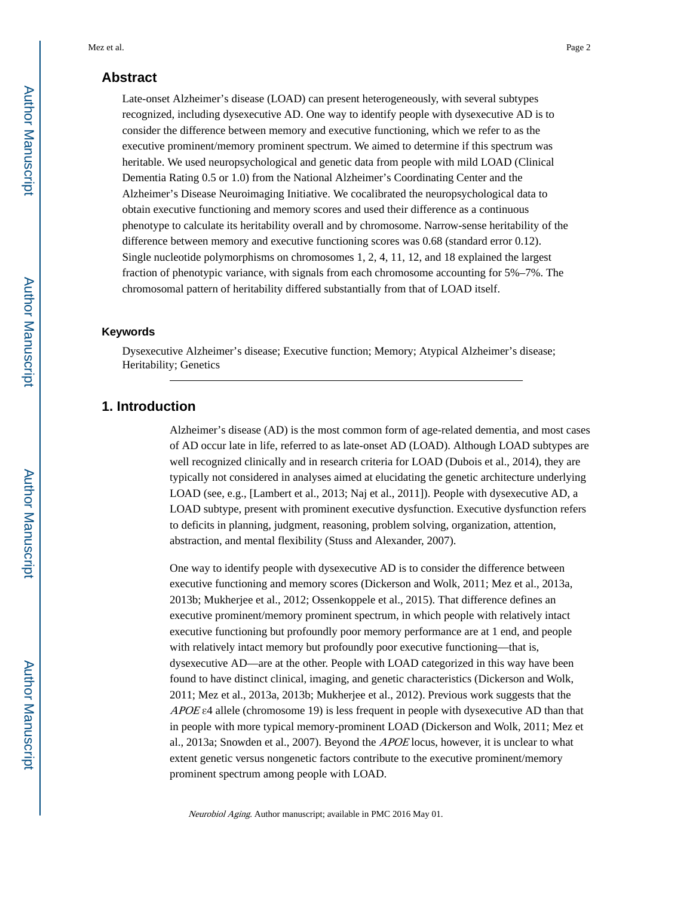## Abstract

Late-onset Alzheimer's disease (LOAD) can present heterogeneously, with several subtypes recognized, including dysexecutive AD. One way to identify people with dysexecutive AD is to consider the difference between memory and executive functioning, which we refer to as the executive prominent/memory prominent spectrum. We aimed to determine if this spectrum was heritable. We used neuropsychological and genetic data from people with mild LOAD (Clinical Dementia Rating 0.5 or 1.0) from the National Alzheimer's Coordinating Center and the Alzheimer's Disease Neuroimaging Initiative. We cocalibrated the neuropsychological data to obtain executive functioning and memory scores and used their difference as a continuous phenotype to calculate its heritability overall and by chromosome. Narrow-sense heritability of the difference between memory and executive functioning scores was 0.68 (standard error 0.12). Single nucleotide polymorphisms on chromosomes 1, 2, 4, 11, 12, and 18 explained the largest fraction of phenotypic variance, with signals from each chromosome accounting for 5%–7%. The chromosomal pattern of heritability differed substantially from that of LOAD itself.

### Keywords

Dysexecutive Alzheimer's disease; Executive function; Memory; Atypical Alzheimer's disease; Heritability; Genetics

## 1. Introduction

Alzheimer's disease (AD) is the most common form of age-related dementia, and most cases of AD occur late in life, referred to as late-onset AD (LOAD). Although LOAD subtypes are well recognized clinically and in research criteria for LOAD (Dubois et al., 2014), they are typically not considered in analyses aimed at elucidating the genetic architecture underlying LOAD (see, e.g., [Lambert et al., 2013; Naj et al., 2011]). People with dysexecutive AD, a LOAD subtype, present with prominent executive dysfunction. Executive dysfunction refers to deficits in planning, judgment, reasoning, problem solving, organization, attention, abstraction, and mental flexibility (Stuss and Alexander, 2007).

One way to identify people with dysexecutive AD is to consider the difference between executive functioning and memory scores (Dickerson and Wolk, 2011; Mez et al., 2013a, 2013b; Mukherjee et al., 2012; Ossenkoppele et al., 2015). That difference defines an executive prominent/memory prominent spectrum, in which people with relatively intact executive functioning but profoundly poor memory performance are at 1 end, and people with relatively intact memory but profoundly poor executive functioning—that is, dysexecutive AD—are at the other. People with LOAD categorized in this way have been found to have distinct clinical, imaging, and genetic characteristics (Dickerson and Wolk, 2011; Mez et al., 2013a, 2013b; Mukherjee et al., 2012). Previous work suggests that the *APOE* ε4 allele (chromosome 19) is less frequent in people with dysexecutive AD than that in people with more typical memory-prominent LOAD (Dickerson and Wolk, 2011; Mez et al., 2013a; Snowden et al., 2007). Beyond the *APOE* locus, however, it is unclear to what extent genetic versus nongenetic factors contribute to the executive prominent/memory prominent spectrum among people with LOAD.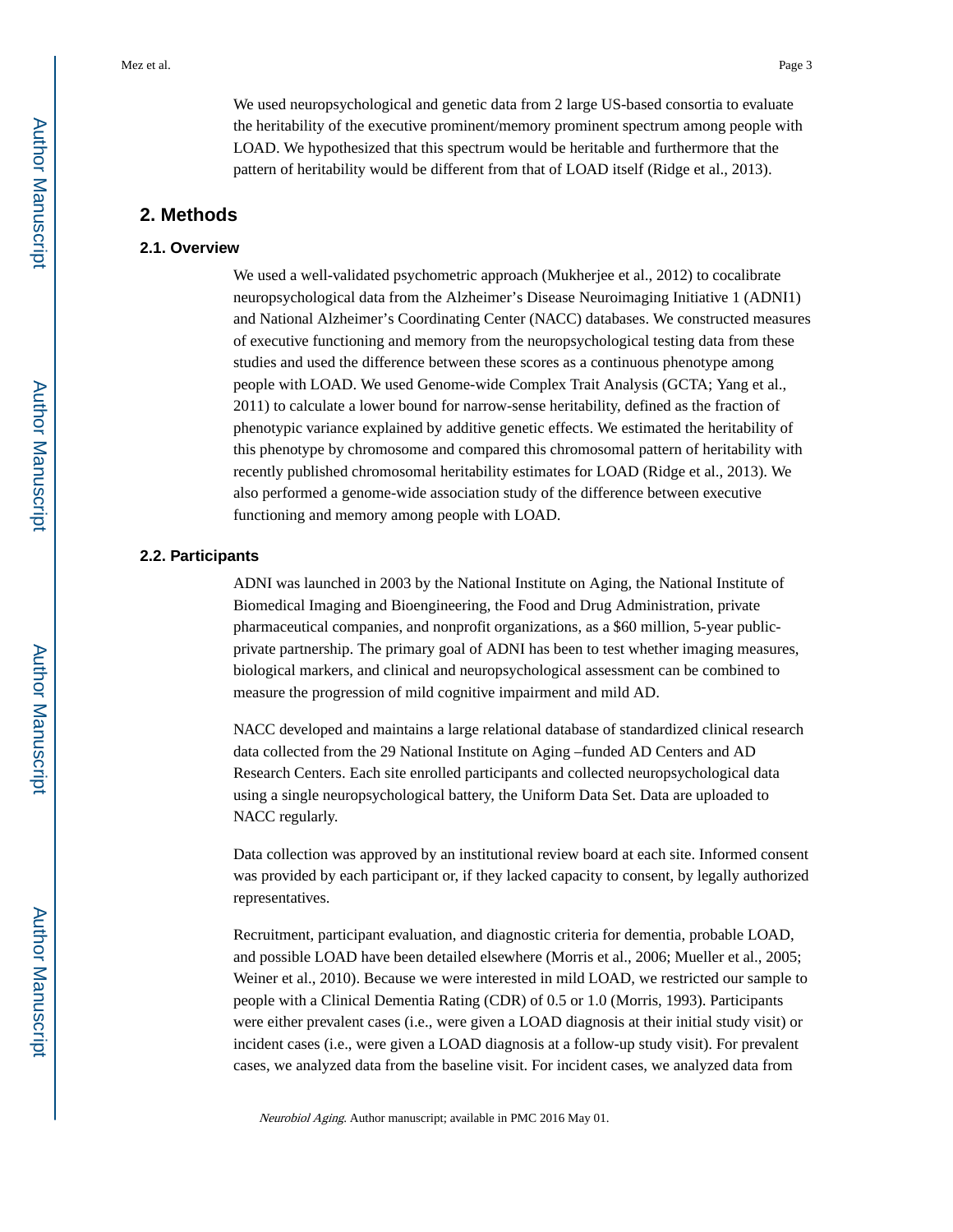We used neuropsychological and genetic data from 2 large US-based consortia to evaluate the heritability of the executive prominent/memory prominent spectrum among people with LOAD. We hypothesized that this spectrum would be heritable and furthermore that the pattern of heritability would be different from that of LOAD itself (Ridge et al., 2013).

## 2. Methods

### 2.1. Overview

We used a well-validated psychometric approach (Mukherjee et al., 2012) to cocalibrate neuropsychological data from the Alzheimer's Disease Neuroimaging Initiative 1 (ADNI1) and National Alzheimer's Coordinating Center (NACC) databases. We constructed measures of executive functioning and memory from the neuropsychological testing data from these studies and used the difference between these scores as a continuous phenotype among people with LOAD. We used Genome-wide Complex Trait Analysis (GCTA; Yang et al., 2011) to calculate a lower bound for narrow-sense heritability, defined as the fraction of phenotypic variance explained by additive genetic effects. We estimated the heritability of this phenotype by chromosome and compared this chromosomal pattern of heritability with recently published chromosomal heritability estimates for LOAD (Ridge et al., 2013). We also performed a genome-wide association study of the difference between executive functioning and memory among people with LOAD.

### 2.2. Participants

ADNI was launched in 2003 by the National Institute on Aging, the National Institute of Biomedical Imaging and Bioengineering, the Food and Drug Administration, private pharmaceutical companies, and nonprofit organizations, as a $60 million, 5-year public-private partnership. The primary goal of ADNI has been to test whether imaging measures, biological markers, and clinical and neuropsychological assessment can be combined to measure the progression of mild cognitive impairment and mild AD.

NACC developed and maintains a large relational database of standardized clinical research data collected from the 29 National Institute on Aging –funded AD Centers and AD Research Centers. Each site enrolled participants and collected neuropsychological data using a single neuropsychological battery, the Uniform Data Set. Data are uploaded to NACC regularly.

Data collection was approved by an institutional review board at each site. Informed consent was provided by each participant or, if they lacked capacity to consent, by legally authorized representatives.

Recruitment, participant evaluation, and diagnostic criteria for dementia, probable LOAD, and possible LOAD have been detailed elsewhere (Morris et al., 2006; Mueller et al., 2005; Weiner et al., 2010). Because we were interested in mild LOAD, we restricted our sample to people with a Clinical Dementia Rating (CDR) of 0.5 or 1.0 (Morris, 1993). Participants were either prevalent cases (i.e., were given a LOAD diagnosis at their initial study visit) or incident cases (i.e., were given a LOAD diagnosis at a follow-up study visit). For prevalent cases, we analyzed data from the baseline visit. For incident cases, we analyzed data from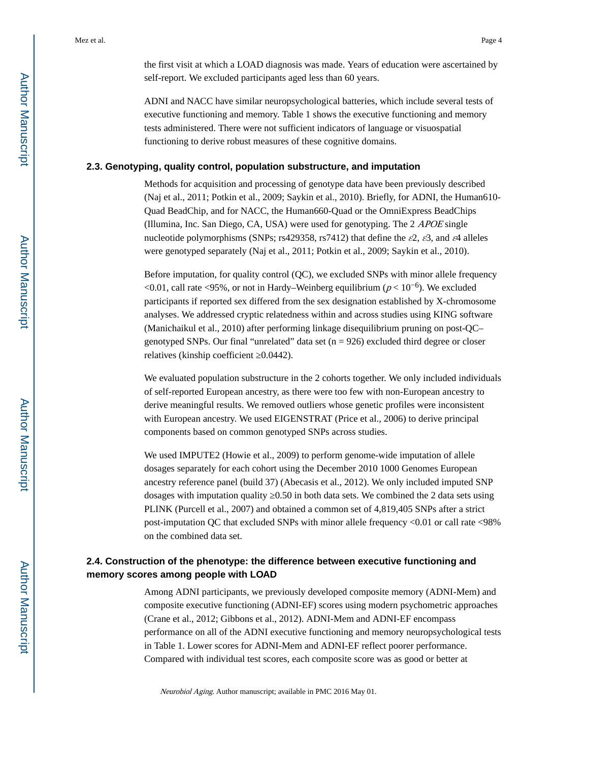the first visit at which a LOAD diagnosis was made. Years of education were ascertained by self-report. We excluded participants aged less than 60 years.

ADNI and NACC have similar neuropsychological batteries, which include several tests of executive functioning and memory. Table 1 shows the executive functioning and memory tests administered. There were not sufficient indicators of language or visuospatial functioning to derive robust measures of these cognitive domains.

### 2.3. Genotyping, quality control, population substructure, and imputation

Methods for acquisition and processing of genotype data have been previously described (Naj et al., 2011; Potkin et al., 2009; Saykin et al., 2010). Briefly, for ADNI, the Human610-Quad BeadChip, and for NACC, the Human660-Quad or the OmniExpress BeadChips (Illumina, Inc. San Diego, CA, USA) were used for genotyping. The 2 *APOE* single nucleotide polymorphisms (SNPs; rs429358, rs7412) that define the $\varepsilon 2$, $\varepsilon 3$, and $\varepsilon 4$ alleles were genotyped separately (Naj et al., 2011; Potkin et al., 2009; Saykin et al., 2010).

Before imputation, for quality control (QC), we excluded SNPs with minor allele frequency <0.01, call rate <95%, or not in Hardy–Weinberg equilibrium ($p < 10^{-6}$). We excluded participants if reported sex differed from the sex designation established by X-chromosome analyses. We addressed cryptic relatedness within and across studies using KING software (Manichaikul et al., 2010) after performing linkage disequilibrium pruning on post-QC–genotyped SNPs. Our final "unrelated" data set (n = 926) excluded third degree or closer relatives (kinship coefficient ≥0.0442).

We evaluated population substructure in the 2 cohorts together. We only included individuals of self-reported European ancestry, as there were too few with non-European ancestry to derive meaningful results. We removed outliers whose genetic profiles were inconsistent with European ancestry. We used EIGENSTRAT (Price et al., 2006) to derive principal components based on common genotyped SNPs across studies.

We used IMPUTE2 (Howie et al., 2009) to perform genome-wide imputation of allele dosages separately for each cohort using the December 2010 1000 Genomes European ancestry reference panel (build 37) (Abecasis et al., 2012). We only included imputed SNP dosages with imputation quality ≥0.50 in both data sets. We combined the 2 data sets using PLINK (Purcell et al., 2007) and obtained a common set of 4,819,405 SNPs after a strict post-imputation QC that excluded SNPs with minor allele frequency <0.01 or call rate <98% on the combined data set.

### 2.4. Construction of the phenotype: the difference between executive functioning and memory scores among people with LOAD

Among ADNI participants, we previously developed composite memory (ADNI-Mem) and composite executive functioning (ADNI-EF) scores using modern psychometric approaches (Crane et al., 2012; Gibbons et al., 2012). ADNI-Mem and ADNI-EF encompass performance on all of the ADNI executive functioning and memory neuropsychological tests in Table 1. Lower scores for ADNI-Mem and ADNI-EF reflect poorer performance. Compared with individual test scores, each composite score was as good or better at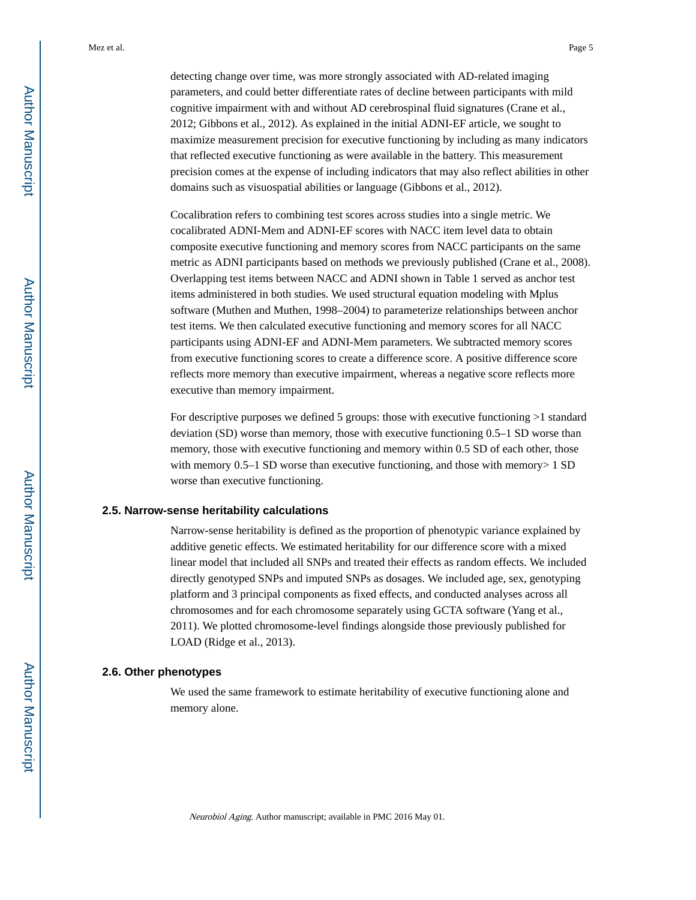detecting change over time, was more strongly associated with AD-related imaging parameters, and could better differentiate rates of decline between participants with mild cognitive impairment with and without AD cerebrospinal fluid signatures (Crane et al., 2012; Gibbons et al., 2012). As explained in the initial ADNI-EF article, we sought to maximize measurement precision for executive functioning by including as many indicators that reflected executive functioning as were available in the battery. This measurement precision comes at the expense of including indicators that may also reflect abilities in other domains such as visuospatial abilities or language (Gibbons et al., 2012).

Cocalibration refers to combining test scores across studies into a single metric. We cocalibrated ADNI-Mem and ADNI-EF scores with NACC item level data to obtain composite executive functioning and memory scores from NACC participants on the same metric as ADNI participants based on methods we previously published (Crane et al., 2008). Overlapping test items between NACC and ADNI shown in Table 1 served as anchor test items administered in both studies. We used structural equation modeling with Mplus software (Muthen and Muthen, 1998–2004) to parameterize relationships between anchor test items. We then calculated executive functioning and memory scores for all NACC participants using ADNI-EF and ADNI-Mem parameters. We subtracted memory scores from executive functioning scores to create a difference score. A positive difference score reflects more memory than executive impairment, whereas a negative score reflects more executive than memory impairment.

For descriptive purposes we defined 5 groups: those with executive functioning >1 standard deviation (SD) worse than memory, those with executive functioning 0.5–1 SD worse than memory, those with executive functioning and memory within 0.5 SD of each other, those with memory 0.5–1 SD worse than executive functioning, and those with memory> 1 SD worse than executive functioning.

### 2.5. Narrow-sense heritability calculations

Narrow-sense heritability is defined as the proportion of phenotypic variance explained by additive genetic effects. We estimated heritability for our difference score with a mixed linear model that included all SNPs and treated their effects as random effects. We included directly genotyped SNPs and imputed SNPs as dosages. We included age, sex, genotyping platform and 3 principal components as fixed effects, and conducted analyses across all chromosomes and for each chromosome separately using GCTA software (Yang et al., 2011). We plotted chromosome-level findings alongside those previously published for LOAD (Ridge et al., 2013).

### 2.6. Other phenotypes

We used the same framework to estimate heritability of executive functioning alone and memory alone.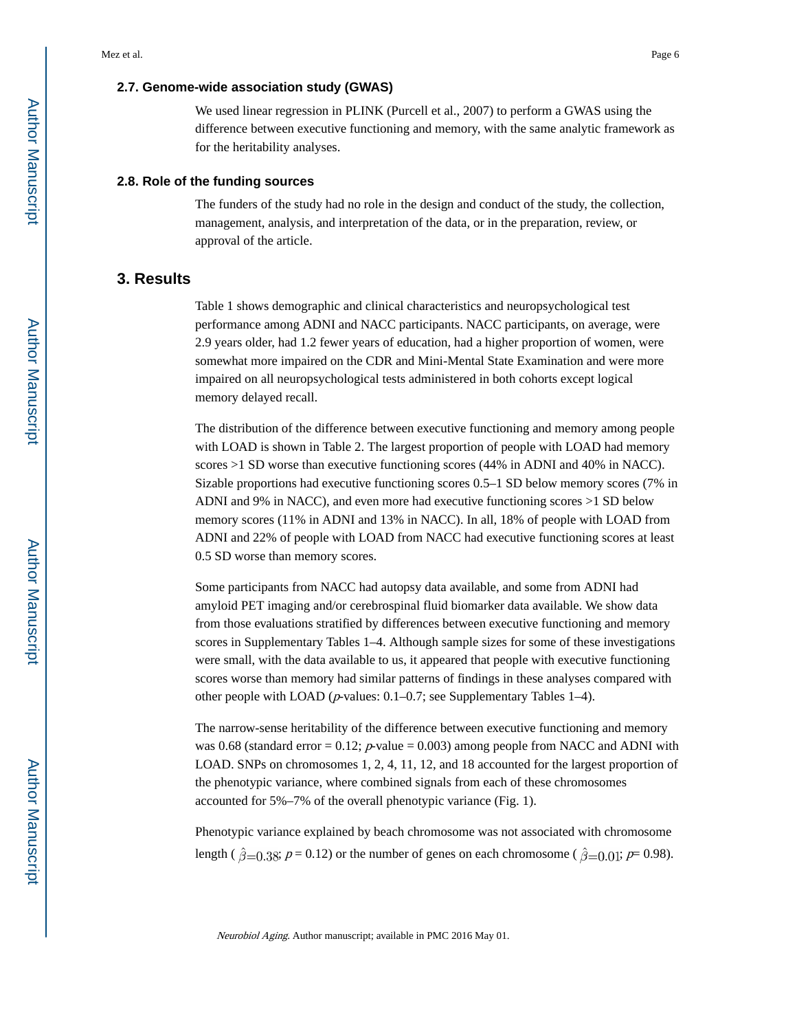### 2.7. Genome-wide association study (GWAS)

We used linear regression in PLINK (Purcell et al., 2007) to perform a GWAS using the difference between executive functioning and memory, with the same analytic framework as for the heritability analyses.

### 2.8. Role of the funding sources

The funders of the study had no role in the design and conduct of the study, the collection, management, analysis, and interpretation of the data, or in the preparation, review, or approval of the article.

## 3. Results

Table 1 shows demographic and clinical characteristics and neuropsychological test performance among ADNI and NACC participants. NACC participants, on average, were 2.9 years older, had 1.2 fewer years of education, had a higher proportion of women, were somewhat more impaired on the CDR and Mini-Mental State Examination and were more impaired on all neuropsychological tests administered in both cohorts except logical memory delayed recall.

The distribution of the difference between executive functioning and memory among people with LOAD is shown in Table 2. The largest proportion of people with LOAD had memory scores >1 SD worse than executive functioning scores (44% in ADNI and 40% in NACC). Sizable proportions had executive functioning scores 0.5–1 SD below memory scores (7% in ADNI and 9% in NACC), and even more had executive functioning scores >1 SD below memory scores (11% in ADNI and 13% in NACC). In all, 18% of people with LOAD from ADNI and 22% of people with LOAD from NACC had executive functioning scores at least 0.5 SD worse than memory scores.

Some participants from NACC had autopsy data available, and some from ADNI had amyloid PET imaging and/or cerebrospinal fluid biomarker data available. We show data from those evaluations stratified by differences between executive functioning and memory scores in Supplementary Tables 1–4. Although sample sizes for some of these investigations were small, with the data available to us, it appeared that people with executive functioning scores worse than memory had similar patterns of findings in these analyses compared with other people with LOAD ($p$-values: 0.1–0.7; see Supplementary Tables 1–4).

The narrow-sense heritability of the difference between executive functioning and memory was 0.68 (standard error = 0.12; $p$-value = 0.003) among people from NACC and ADNI with LOAD. SNPs on chromosomes 1, 2, 4, 11, 12, and 18 accounted for the largest proportion of the phenotypic variance, where combined signals from each of these chromosomes accounted for 5%–7% of the overall phenotypic variance (Fig. 1).

Phenotypic variance explained by beach chromosome was not associated with chromosome length ( $\hat{\beta}=0.38$; $p = 0.12$) or the number of genes on each chromosome ( $\hat{\beta}=0.01$; $p= 0.98$).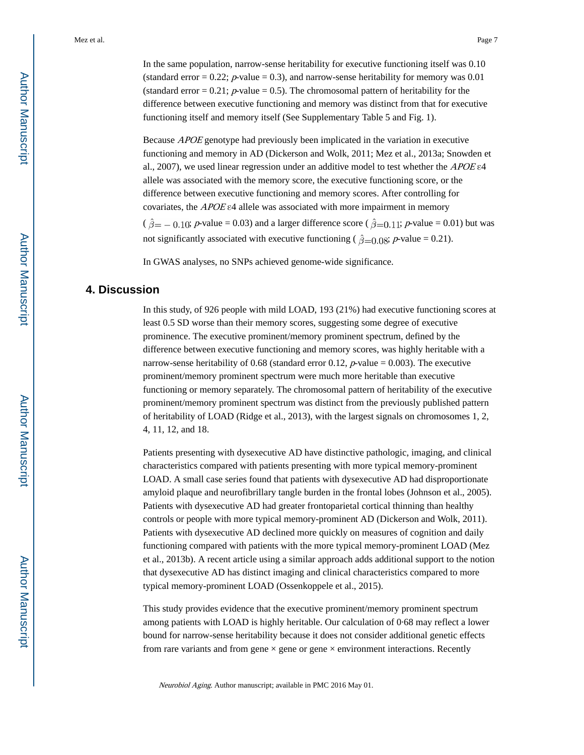In the same population, narrow-sense heritability for executive functioning itself was 0.10 (standard error = 0.22; *p*-value = 0.3), and narrow-sense heritability for memory was 0.01 (standard error = 0.21; *p*-value = 0.5). The chromosomal pattern of heritability for the difference between executive functioning and memory was distinct from that for executive functioning itself and memory itself (See Supplementary Table 5 and Fig. 1).

Because *APOE* genotype had previously been implicated in the variation in executive functioning and memory in AD (Dickerson and Wolk, 2011; Mez et al., 2013a; Snowden et al., 2007), we used linear regression under an additive model to test whether the *APOE* ε4 allele was associated with the memory score, the executive functioning score, or the difference between executive functioning and memory scores. After controlling for covariates, the *APOE* ε4 allele was associated with more impairment in memory ($\hat{\beta}=-0.10$; *p*-value = 0.03) and a larger difference score ($\hat{\beta}=0.11$; *p*-value = 0.01) but was not significantly associated with executive functioning ($\hat{\beta}=0.08$; *p*-value = 0.21).

In GWAS analyses, no SNPs achieved genome-wide significance.

## 4. Discussion

In this study, of 926 people with mild LOAD, 193 (21%) had executive functioning scores at least 0.5 SD worse than their memory scores, suggesting some degree of executive prominence. The executive prominent/memory prominent spectrum, defined by the difference between executive functioning and memory scores, was highly heritable with a narrow-sense heritability of 0.68 (standard error 0.12, *p*-value = 0.003). The executive prominent/memory prominent spectrum were much more heritable than executive functioning or memory separately. The chromosomal pattern of heritability of the executive prominent/memory prominent spectrum was distinct from the previously published pattern of heritability of LOAD (Ridge et al., 2013), with the largest signals on chromosomes 1, 2, 4, 11, 12, and 18.

Patients presenting with dysexecutive AD have distinctive pathologic, imaging, and clinical characteristics compared with patients presenting with more typical memory-prominent LOAD. A small case series found that patients with dysexecutive AD had disproportionate amyloid plaque and neurofibrillary tangle burden in the frontal lobes (Johnson et al., 2005). Patients with dysexecutive AD had greater frontoparietal cortical thinning than healthy controls or people with more typical memory-prominent AD (Dickerson and Wolk, 2011). Patients with dysexecutive AD declined more quickly on measures of cognition and daily functioning compared with patients with the more typical memory-prominent LOAD (Mez et al., 2013b). A recent article using a similar approach adds additional support to the notion that dysexecutive AD has distinct imaging and clinical characteristics compared to more typical memory-prominent LOAD (Ossenkoppele et al., 2015).

This study provides evidence that the executive prominent/memory prominent spectrum among patients with LOAD is highly heritable. Our calculation of 0·68 may reflect a lower bound for narrow-sense heritability because it does not consider additional genetic effects from rare variants and from gene × gene or gene × environment interactions. Recently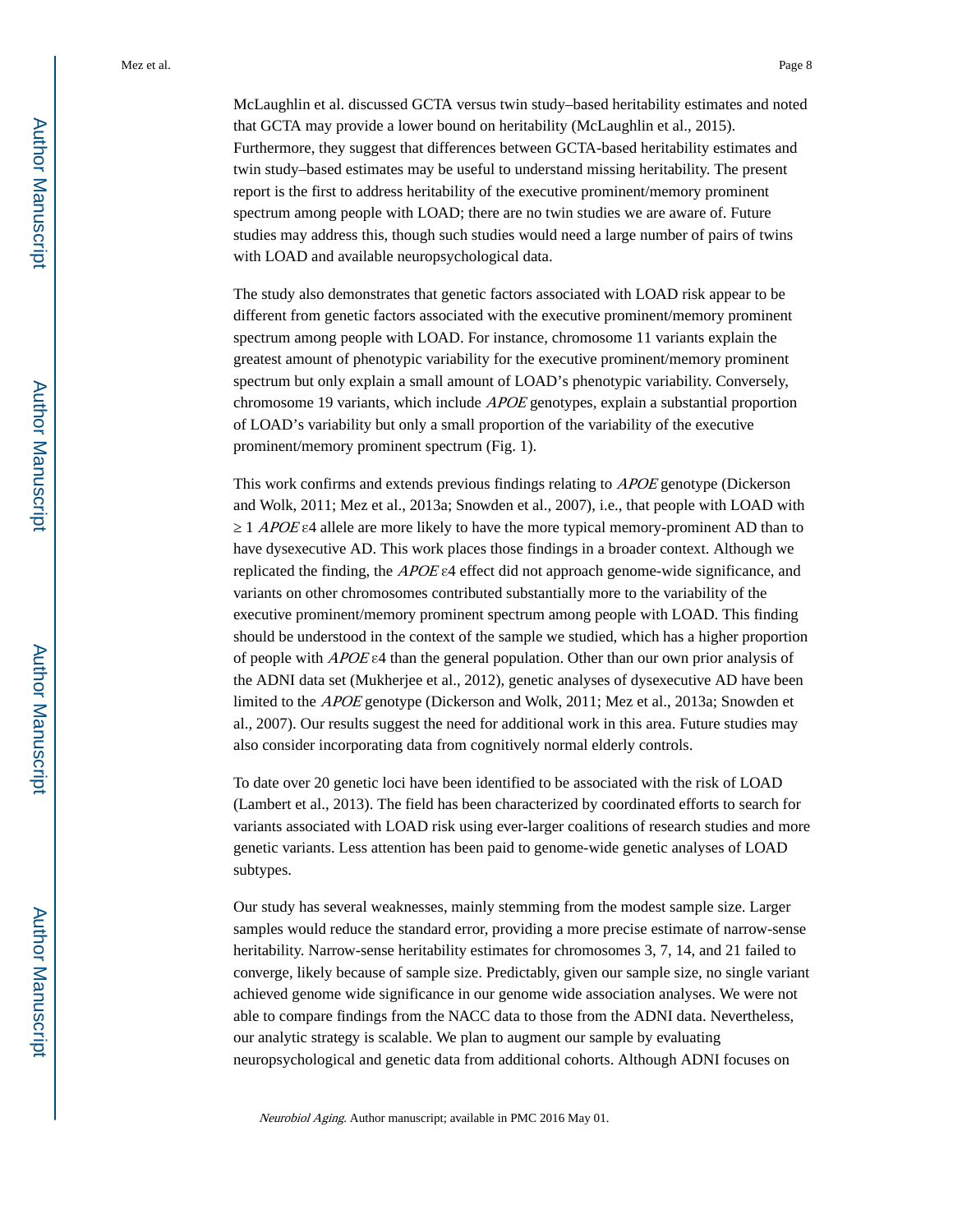McLaughlin et al. discussed GCTA versus twin study–based heritability estimates and noted that GCTA may provide a lower bound on heritability (McLaughlin et al., 2015). Furthermore, they suggest that differences between GCTA-based heritability estimates and twin study–based estimates may be useful to understand missing heritability. The present report is the first to address heritability of the executive prominent/memory prominent spectrum among people with LOAD; there are no twin studies we are aware of. Future studies may address this, though such studies would need a large number of pairs of twins with LOAD and available neuropsychological data.

The study also demonstrates that genetic factors associated with LOAD risk appear to be different from genetic factors associated with the executive prominent/memory prominent spectrum among people with LOAD. For instance, chromosome 11 variants explain the greatest amount of phenotypic variability for the executive prominent/memory prominent spectrum but only explain a small amount of LOAD's phenotypic variability. Conversely, chromosome 19 variants, which include *APOE* genotypes, explain a substantial proportion of LOAD's variability but only a small proportion of the variability of the executive prominent/memory prominent spectrum (Fig. 1).

This work confirms and extends previous findings relating to *APOE* genotype (Dickerson and Wolk, 2011; Mez et al., 2013a; Snowden et al., 2007), i.e., that people with LOAD with ≥ 1 *APOE* ε4 allele are more likely to have the more typical memory-prominent AD than to have dysexecutive AD. This work places those findings in a broader context. Although we replicated the finding, the *APOE* ε4 effect did not approach genome-wide significance, and variants on other chromosomes contributed substantially more to the variability of the executive prominent/memory prominent spectrum among people with LOAD. This finding should be understood in the context of the sample we studied, which has a higher proportion of people with *APOE* ε4 than the general population. Other than our own prior analysis of the ADNI data set (Mukherjee et al., 2012), genetic analyses of dysexecutive AD have been limited to the *APOE* genotype (Dickerson and Wolk, 2011; Mez et al., 2013a; Snowden et al., 2007). Our results suggest the need for additional work in this area. Future studies may also consider incorporating data from cognitively normal elderly controls.

To date over 20 genetic loci have been identified to be associated with the risk of LOAD (Lambert et al., 2013). The field has been characterized by coordinated efforts to search for variants associated with LOAD risk using ever-larger coalitions of research studies and more genetic variants. Less attention has been paid to genome-wide genetic analyses of LOAD subtypes.

Our study has several weaknesses, mainly stemming from the modest sample size. Larger samples would reduce the standard error, providing a more precise estimate of narrow-sense heritability. Narrow-sense heritability estimates for chromosomes 3, 7, 14, and 21 failed to converge, likely because of sample size. Predictably, given our sample size, no single variant achieved genome wide significance in our genome wide association analyses. We were not able to compare findings from the NACC data to those from the ADNI data. Nevertheless, our analytic strategy is scalable. We plan to augment our sample by evaluating neuropsychological and genetic data from additional cohorts. Although ADNI focuses on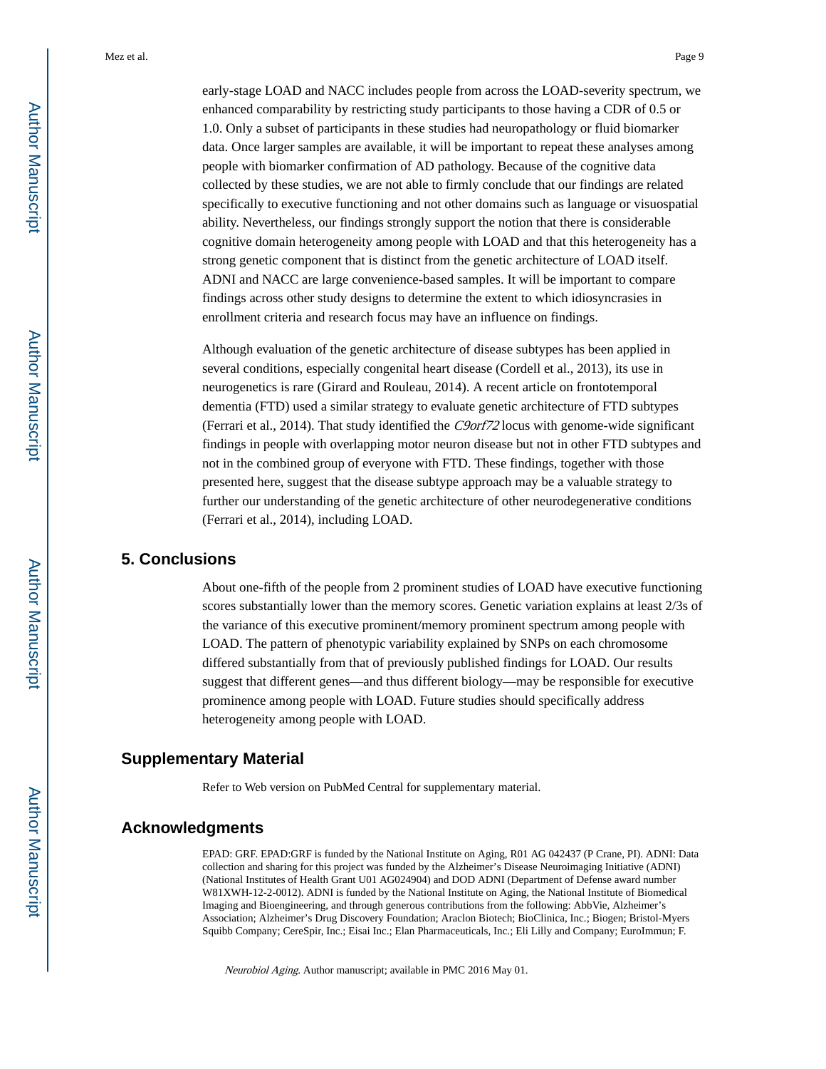early-stage LOAD and NACC includes people from across the LOAD-severity spectrum, we enhanced comparability by restricting study participants to those having a CDR of 0.5 or 1.0. Only a subset of participants in these studies had neuropathology or fluid biomarker data. Once larger samples are available, it will be important to repeat these analyses among people with biomarker confirmation of AD pathology. Because of the cognitive data collected by these studies, we are not able to firmly conclude that our findings are related specifically to executive functioning and not other domains such as language or visuospatial ability. Nevertheless, our findings strongly support the notion that there is considerable cognitive domain heterogeneity among people with LOAD and that this heterogeneity has a strong genetic component that is distinct from the genetic architecture of LOAD itself. ADNI and NACC are large convenience-based samples. It will be important to compare findings across other study designs to determine the extent to which idiosyncrasies in enrollment criteria and research focus may have an influence on findings.

Although evaluation of the genetic architecture of disease subtypes has been applied in several conditions, especially congenital heart disease (Cordell et al., 2013), its use in neurogenetics is rare (Girard and Rouleau, 2014). A recent article on frontotemporal dementia (FTD) used a similar strategy to evaluate genetic architecture of FTD subtypes (Ferrari et al., 2014). That study identified the *C9orf72* locus with genome-wide significant findings in people with overlapping motor neuron disease but not in other FTD subtypes and not in the combined group of everyone with FTD. These findings, together with those presented here, suggest that the disease subtype approach may be a valuable strategy to further our understanding of the genetic architecture of other neurodegenerative conditions (Ferrari et al., 2014), including LOAD.

## 5. Conclusions

About one-fifth of the people from 2 prominent studies of LOAD have executive functioning scores substantially lower than the memory scores. Genetic variation explains at least 2/3s of the variance of this executive prominent/memory prominent spectrum among people with LOAD. The pattern of phenotypic variability explained by SNPs on each chromosome differed substantially from that of previously published findings for LOAD. Our results suggest that different genes—and thus different biology—may be responsible for executive prominence among people with LOAD. Future studies should specifically address heterogeneity among people with LOAD.

## Supplementary Material

Refer to Web version on PubMed Central for supplementary material.

## Acknowledgments

EPAD: GRF. EPAD:GRF is funded by the National Institute on Aging, R01 AG 042437 (P Crane, PI). ADNI: Data collection and sharing for this project was funded by the Alzheimer's Disease Neuroimaging Initiative (ADNI) (National Institutes of Health Grant U01 AG024904) and DOD ADNI (Department of Defense award number W81XWH-12-2-0012). ADNI is funded by the National Institute on Aging, the National Institute of Biomedical Imaging and Bioengineering, and through generous contributions from the following: AbbVie, Alzheimer's Association; Alzheimer's Drug Discovery Foundation; Araclon Biotech; BioClinica, Inc.; Biogen; Bristol-Myers Squibb Company; CereSpir, Inc.; Eisai Inc.; Elan Pharmaceuticals, Inc.; Eli Lilly and Company; EuroImmun; F.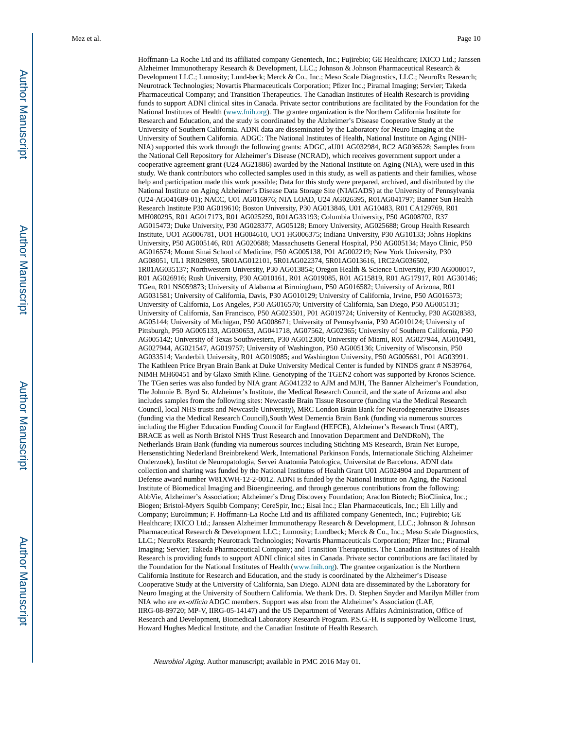Hoffmann-La Roche Ltd and its affiliated company Genentech, Inc.; Fujirebio; GE Healthcare; IXICO Ltd.; Janssen Alzheimer Immunotherapy Research & Development, LLC.; Johnson & Johnson Pharmaceutical Research & Development LLC.; Lumosity; Lund-beck; Merck & Co., Inc.; Meso Scale Diagnostics, LLC.; NeuroRx Research; Neurotrack Technologies; Novartis Pharmaceuticals Corporation; Pfizer Inc.; Piramal Imaging; Servier; Takeda Pharmaceutical Company; and Transition Therapeutics. The Canadian Institutes of Health Research is providing funds to support ADNI clinical sites in Canada. Private sector contributions are facilitated by the Foundation for the National Institutes of Health (www.fnih.org). The grantee organization is the Northern California Institute for Research and Education, and the study is coordinated by the Alzheimer's Disease Cooperative Study at the University of Southern California. ADNI data are disseminated by the Laboratory for Neuro Imaging at the University of Southern California. ADGC: The National Institutes of Health, National Institute on Aging (NIH-NIA) supported this work through the following grants: ADGC, aU01 AG032984, RC2 AG036528; Samples from the National Cell Repository for Alzheimer's Disease (NCRAD), which receives government support under a cooperative agreement grant (U24 AG21886) awarded by the National Institute on Aging (NIA), were used in this study. We thank contributors who collected samples used in this study, as well as patients and their families, whose help and participation made this work possible; Data for this study were prepared, archived, and distributed by the National Institute on Aging Alzheimer's Disease Data Storage Site (NIAGADS) at the University of Pennsylvania (U24-AG041689-01); NACC, U01 AG016976; NIA LOAD, U24 AG026395, R01AG041797; Banner Sun Health Research Institute P30 AG019610; Boston University, P30 AG013846, U01 AG10483, R01 CA129769, R01 MH080295, R01 AG017173, R01 AG025259, R01AG33193; Columbia University, P50 AG008702, R37 AG015473; Duke University, P30 AG028377, AG05128; Emory University, AG025688; Group Health Research Institute, UO1 AG006781, UO1 HG004610, UO1 HG006375; Indiana University, P30 AG10133; Johns Hopkins University, P50 AG005146, R01 AG020688; Massachusetts General Hospital, P50 AG005134; Mayo Clinic, P50 AG016574; Mount Sinai School of Medicine, P50 AG005138, P01 AG002219; New York University, P30 AG08051, UL1 RR029893, 5R01AG012101, 5R01AG022374, 5R01AG013616, 1RC2AG036502, 1R01AG035137; Northwestern University, P30 AG013854; Oregon Health & Science University, P30 AG008017, R01 AG026916; Rush University, P30 AG010161, R01 AG019085, R01 AG15819, R01 AG17917, R01 AG30146; TGen, R01 NS059873; University of Alabama at Birmingham, P50 AG016582; University of Arizona, R01 AG031581; University of California, Davis, P30 AG010129; University of California, Irvine, P50 AG016573; University of California, Los Angeles, P50 AG016570; University of California, San Diego, P50 AG005131; University of California, San Francisco, P50 AG023501, P01 AG019724; University of Kentucky, P30 AG028383, AG05144; University of Michigan, P50 AG008671; University of Pennsylvania, P30 AG010124; University of Pittsburgh, P50 AG005133, AG030653, AG041718, AG07562, AG02365; University of Southern California, P50 AG005142; University of Texas Southwestern, P30 AG012300; University of Miami, R01 AG027944, AG010491, AG027944, AG021547, AG019757; University of Washington, P50 AG005136; University of Wisconsin, P50 AG033514; Vanderbilt University, R01 AG019085; and Washington University, P50 AG005681, P01 AG03991. The Kathleen Price Bryan Brain Bank at Duke University Medical Center is funded by NINDS grant # NS39764, NIMH MH60451 and by Glaxo Smith Kline. Genotyping of the TGEN2 cohort was supported by Kronos Science. The TGen series was also funded by NIA grant AG041232 to AJM and MJH, The Banner Alzheimer's Foundation, The Johnnie B. Byrd Sr. Alzheimer's Institute, the Medical Research Council, and the state of Arizona and also includes samples from the following sites: Newcastle Brain Tissue Resource (funding via the Medical Research Council, local NHS trusts and Newcastle University), MRC London Brain Bank for Neurodegenerative Diseases (funding via the Medical Research Council),South West Dementia Brain Bank (funding via numerous sources including the Higher Education Funding Council for England (HEFCE), Alzheimer's Research Trust (ART), BRACE as well as North Bristol NHS Trust Research and Innovation Department and DeNDRoN), The Netherlands Brain Bank (funding via numerous sources including Stichting MS Research, Brain Net Europe, Hersenstichting Nederland Breinbrekend Werk, International Parkinson Fonds, Internationale Stiching Alzheimer Onderzoek), Institut de Neuropatologia, Servei Anatomia Patologica, Universitat de Barcelona. ADNI data collection and sharing was funded by the National Institutes of Health Grant U01 AG024904 and Department of Defense award number W81XWH-12-2-0012. ADNI is funded by the National Institute on Aging, the National Institute of Biomedical Imaging and Bioengineering, and through generous contributions from the following: AbbVie, Alzheimer's Association; Alzheimer's Drug Discovery Foundation; Araclon Biotech; BioClinica, Inc.; Biogen; Bristol-Myers Squibb Company; CereSpir, Inc.; Eisai Inc.; Elan Pharmaceuticals, Inc.; Eli Lilly and Company; EuroImmun; F. Hoffmann-La Roche Ltd and its affiliated company Genentech, Inc.; Fujirebio; GE Healthcare; IXICO Ltd.; Janssen Alzheimer Immunotherapy Research & Development, LLC.; Johnson & Johnson Pharmaceutical Research & Development LLC.; Lumosity; Lundbeck; Merck & Co., Inc.; Meso Scale Diagnostics, LLC.; NeuroRx Research; Neurotrack Technologies; Novartis Pharmaceuticals Corporation; Pfizer Inc.; Piramal Imaging; Servier; Takeda Pharmaceutical Company; and Transition Therapeutics. The Canadian Institutes of Health Research is providing funds to support ADNI clinical sites in Canada. Private sector contributions are facilitated by the Foundation for the National Institutes of Health (www.fnih.org). The grantee organization is the Northern California Institute for Research and Education, and the study is coordinated by the Alzheimer's Disease Cooperative Study at the University of California, San Diego. ADNI data are disseminated by the Laboratory for Neuro Imaging at the University of Southern California. We thank Drs. D. Stephen Snyder and Marilyn Miller from NIA who are *ex-officio* ADGC members. Support was also from the Alzheimer's Association (LAF, IIRG-08-89720; MP-V, IIRG-05-14147) and the US Department of Veterans Affairs Administration, Office of Research and Development, Biomedical Laboratory Research Program. P.S.G.-H. is supported by Wellcome Trust, Howard Hughes Medical Institute, and the Canadian Institute of Health Research.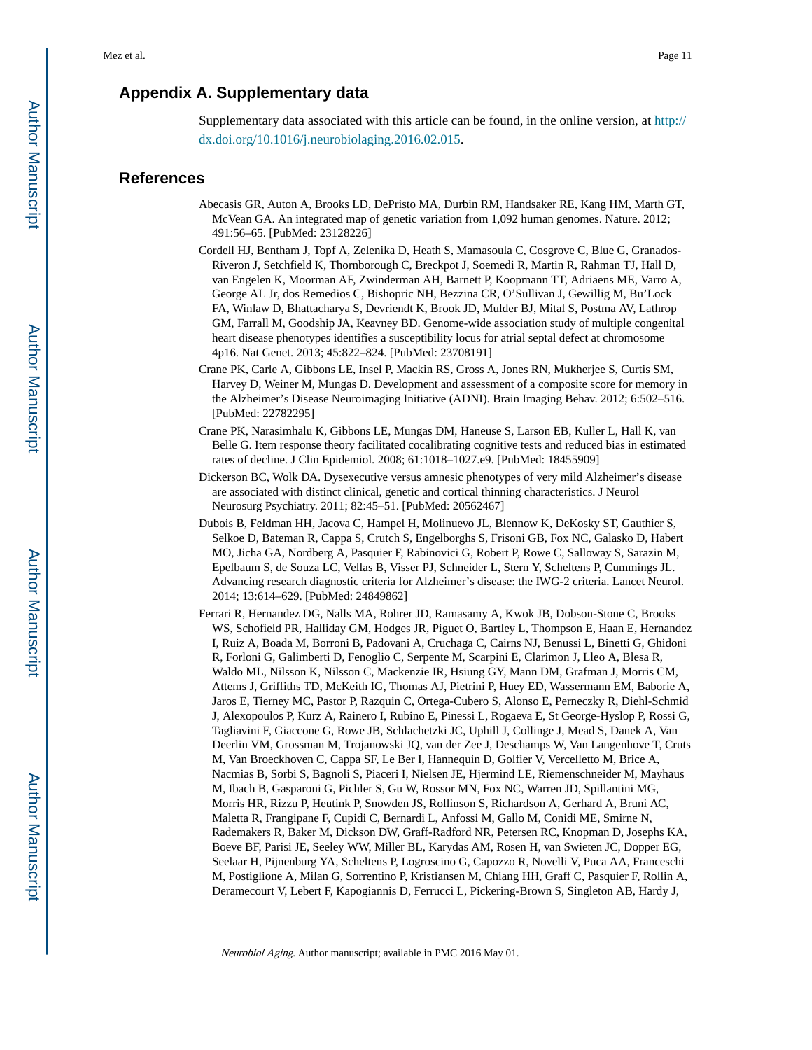## Appendix A. Supplementary data

Supplementary data associated with this article can be found, in the online version, at http://dx.doi.org/10.1016/j.neurobiolaging.2016.02.015.

## References

Abecasis GR, Auton A, Brooks LD, DePristo MA, Durbin RM, Handsaker RE, Kang HM, Marth GT, McVean GA. An integrated map of genetic variation from 1,092 human genomes. Nature. 2012; 491:56–65. [PubMed: 23128226]

Cordell HJ, Bentham J, Topf A, Zelenika D, Heath S, Mamasoula C, Cosgrove C, Blue G, Granados-Riveron J, Setchfield K, Thornborough C, Breckpot J, Soemedi R, Martin R, Rahman TJ, Hall D, van Engelen K, Moorman AF, Zwinderman AH, Barnett P, Koopmann TT, Adriaens ME, Varro A, George AL Jr, dos Remedios C, Bishopric NH, Bezzina CR, O'Sullivan J, Gewillig M, Bu'Lock FA, Winlaw D, Bhattacharya S, Devriendt K, Brook JD, Mulder BJ, Mital S, Postma AV, Lathrop GM, Farrall M, Goodship JA, Keavney BD. Genome-wide association study of multiple congenital heart disease phenotypes identifies a susceptibility locus for atrial septal defect at chromosome 4p16. Nat Genet. 2013; 45:822–824. [PubMed: 23708191]

Crane PK, Carle A, Gibbons LE, Insel P, Mackin RS, Gross A, Jones RN, Mukherjee S, Curtis SM, Harvey D, Weiner M, Mungas D. Development and assessment of a composite score for memory in the Alzheimer's Disease Neuroimaging Initiative (ADNI). Brain Imaging Behav. 2012; 6:502–516. [PubMed: 22782295]

Crane PK, Narasimhalu K, Gibbons LE, Mungas DM, Haneuse S, Larson EB, Kuller L, Hall K, van Belle G. Item response theory facilitated cocalibrating cognitive tests and reduced bias in estimated rates of decline. J Clin Epidemiol. 2008; 61:1018–1027.e9. [PubMed: 18455909]

Dickerson BC, Wolk DA. Dysexecutive versus amnesic phenotypes of very mild Alzheimer's disease are associated with distinct clinical, genetic and cortical thinning characteristics. J Neurol Neurosurg Psychiatry. 2011; 82:45–51. [PubMed: 20562467]

Dubois B, Feldman HH, Jacova C, Hampel H, Molinuevo JL, Blennow K, DeKosky ST, Gauthier S, Selkoe D, Bateman R, Cappa S, Crutch S, Engelborghs S, Frisoni GB, Fox NC, Galasko D, Habert MO, Jicha GA, Nordberg A, Pasquier F, Rabinovici G, Robert P, Rowe C, Salloway S, Sarazin M, Epelbaum S, de Souza LC, Vellas B, Visser PJ, Schneider L, Stern Y, Scheltens P, Cummings JL. Advancing research diagnostic criteria for Alzheimer's disease: the IWG-2 criteria. Lancet Neurol. 2014; 13:614–629. [PubMed: 24849862]

Ferrari R, Hernandez DG, Nalls MA, Rohrer JD, Ramasamy A, Kwok JB, Dobson-Stone C, Brooks WS, Schofield PR, Halliday GM, Hodges JR, Piguet O, Bartley L, Thompson E, Haan E, Hernandez I, Ruiz A, Boada M, Borroni B, Padovani A, Cruchaga C, Cairns NJ, Benussi L, Binetti G, Ghidoni R, Forloni G, Galimberti D, Fenoglio C, Serpente M, Scarpini E, Clarimon J, Lleo A, Blesa R, Waldo ML, Nilsson K, Nilsson C, Mackenzie IR, Hsiung GY, Mann DM, Grafman J, Morris CM, Attems J, Griffiths TD, McKeith IG, Thomas AJ, Pietrini P, Huey ED, Wassermann EM, Baborie A, Jaros E, Tierney MC, Pastor P, Razquin C, Ortega-Cubero S, Alonso E, Perneczky R, Diehl-Schmid J, Alexopoulos P, Kurz A, Rainero I, Rubino E, Pinessi L, Rogaeva E, St George-Hyslop P, Rossi G, Tagliavini F, Giaccone G, Rowe JB, Schlachetzki JC, Uphill J, Collinge J, Mead S, Danek A, Van Deerlin VM, Grossman M, Trojanowski JQ, van der Zee J, Deschamps W, Van Langenhove T, Cruts M, Van Broeckhoven C, Cappa SF, Le Ber I, Hannequin D, Golfier V, Vercelletto M, Brice A, Nacmias B, Sorbi S, Bagnoli S, Piaceri I, Nielsen JE, Hjermind LE, Riemenschneider M, Mayhaus M, Ibach B, Gasparoni G, Pichler S, Gu W, Rossor MN, Fox NC, Warren JD, Spillantini MG, Morris HR, Rizzu P, Heutink P, Snowden JS, Rollinson S, Richardson A, Gerhard A, Bruni AC, Maletta R, Frangipane F, Cupidi C, Bernardi L, Anfossi M, Gallo M, Conidi ME, Smirne N, Rademakers R, Baker M, Dickson DW, Graff-Radford NR, Petersen RC, Knopman D, Josephs KA, Boeve BF, Parisi JE, Seeley WW, Miller BL, Karydas AM, Rosen H, van Swieten JC, Dopper EG, Seelaar H, Pijnenburg YA, Scheltens P, Logroscino G, Capozzo R, Novelli V, Puca AA, Franceschi M, Postiglione A, Milan G, Sorrentino P, Kristiansen M, Chiang HH, Graff C, Pasquier F, Rollin A, Deramecourt V, Lebert F, Kapogiannis D, Ferrucci L, Pickering-Brown S, Singleton AB, Hardy J,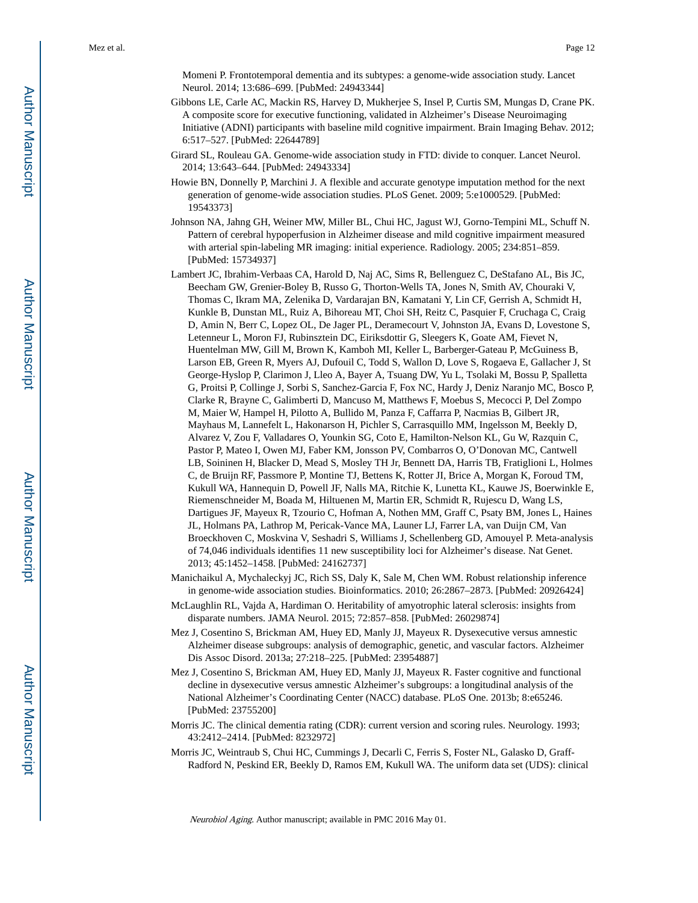Momeni P. Frontotemporal dementia and its subtypes: a genome-wide association study. Lancet Neurol. 2014; 13:686–699. [PubMed: 24943344]

Gibbons LE, Carle AC, Mackin RS, Harvey D, Mukherjee S, Insel P, Curtis SM, Mungas D, Crane PK. A composite score for executive functioning, validated in Alzheimer's Disease Neuroimaging Initiative (ADNI) participants with baseline mild cognitive impairment. Brain Imaging Behav. 2012; 6:517–527. [PubMed: 22644789]

Girard SL, Rouleau GA. Genome-wide association study in FTD: divide to conquer. Lancet Neurol. 2014; 13:643–644. [PubMed: 24943334]

Howie BN, Donnelly P, Marchini J. A flexible and accurate genotype imputation method for the next generation of genome-wide association studies. PLoS Genet. 2009; 5:e1000529. [PubMed: 19543373]

Johnson NA, Jahng GH, Weiner MW, Miller BL, Chui HC, Jagust WJ, Gorno-Tempini ML, Schuff N. Pattern of cerebral hypoperfusion in Alzheimer disease and mild cognitive impairment measured with arterial spin-labeling MR imaging: initial experience. Radiology. 2005; 234:851–859. [PubMed: 15734937]

Lambert JC, Ibrahim-Verbaas CA, Harold D, Naj AC, Sims R, Bellenguez C, DeStafano AL, Bis JC, Beecham GW, Grenier-Boley B, Russo G, Thorton-Wells TA, Jones N, Smith AV, Chouraki V, Thomas C, Ikram MA, Zelenika D, Vardarajan BN, Kamatani Y, Lin CF, Gerrish A, Schmidt H, Kunkle B, Dunstan ML, Ruiz A, Bihoreau MT, Choi SH, Reitz C, Pasquier F, Cruchaga C, Craig D, Amin N, Berr C, Lopez OL, De Jager PL, Deramecourt V, Johnston JA, Evans D, Lovestone S, Letenneur L, Moron FJ, Rubinsztein DC, Eiriksdottir G, Sleegers K, Goate AM, Fievet N, Huentelman MW, Gill M, Brown K, Kamboh MI, Keller L, Barberger-Gateau P, McGuiness B, Larson EB, Green R, Myers AJ, Dufouil C, Todd S, Wallon D, Love S, Rogaeva E, Gallacher J, St George-Hyslop P, Clarimon J, Lleo A, Bayer A, Tsuang DW, Yu L, Tsolaki M, Bossu P, Spalletta G, Proitsi P, Collinge J, Sorbi S, Sanchez-Garcia F, Fox NC, Hardy J, Deniz Naranjo MC, Bosco P, Clarke R, Brayne C, Galimberti D, Mancuso M, Matthews F, Moebus S, Mecocci P, Del Zompo M, Maier W, Hampel H, Pilotto A, Bullido M, Panza F, Caffarra P, Nacmias B, Gilbert JR, Mayhaus M, Lannefelt L, Hakonarson H, Pichler S, Carrasquillo MM, Ingelsson M, Beekly D, Alvarez V, Zou F, Valladares O, Younkin SG, Coto E, Hamilton-Nelson KL, Gu W, Razquin C, Pastor P, Mateo I, Owen MJ, Faber KM, Jonsson PV, Combarros O, O'Donovan MC, Cantwell LB, Soininen H, Blacker D, Mead S, Mosley TH Jr, Bennett DA, Harris TB, Fratiglioni L, Holmes C, de Bruijn RF, Passmore P, Montine TJ, Bettens K, Rotter JI, Brice A, Morgan K, Foroud TM, Kukull WA, Hannequin D, Powell JF, Nalls MA, Ritchie K, Lunetta KL, Kauwe JS, Boerwinkle E, Riemenschneider M, Boada M, Hiltuenen M, Martin ER, Schmidt R, Rujescu D, Wang LS, Dartigues JF, Mayeux R, Tzourio C, Hofman A, Nothen MM, Graff C, Psaty BM, Jones L, Haines JL, Holmans PA, Lathrop M, Pericak-Vance MA, Launer LJ, Farrer LA, van Duijn CM, Van Broeckhoven C, Moskvina V, Seshadri S, Williams J, Schellenberg GD, Amouyel P. Meta-analysis of 74,046 individuals identifies 11 new susceptibility loci for Alzheimer's disease. Nat Genet. 2013; 45:1452–1458. [PubMed: 24162737]

Manichaikul A, Mychaleckyj JC, Rich SS, Daly K, Sale M, Chen WM. Robust relationship inference in genome-wide association studies. Bioinformatics. 2010; 26:2867–2873. [PubMed: 20926424]

McLaughlin RL, Vajda A, Hardiman O. Heritability of amyotrophic lateral sclerosis: insights from disparate numbers. JAMA Neurol. 2015; 72:857–858. [PubMed: 26029874]

Mez J, Cosentino S, Brickman AM, Huey ED, Manly JJ, Mayeux R. Dysexecutive versus amnestic Alzheimer disease subgroups: analysis of demographic, genetic, and vascular factors. Alzheimer Dis Assoc Disord. 2013a; 27:218–225. [PubMed: 23954887]

Mez J, Cosentino S, Brickman AM, Huey ED, Manly JJ, Mayeux R. Faster cognitive and functional decline in dysexecutive versus amnestic Alzheimer's subgroups: a longitudinal analysis of the National Alzheimer's Coordinating Center (NACC) database. PLoS One. 2013b; 8:e65246. [PubMed: 23755200]

Morris JC. The clinical dementia rating (CDR): current version and scoring rules. Neurology. 1993; 43:2412–2414. [PubMed: 8232972]

Morris JC, Weintraub S, Chui HC, Cummings J, Decarli C, Ferris S, Foster NL, Galasko D, Graff-Radford N, Peskind ER, Beekly D, Ramos EM, Kukull WA. The uniform data set (UDS): clinical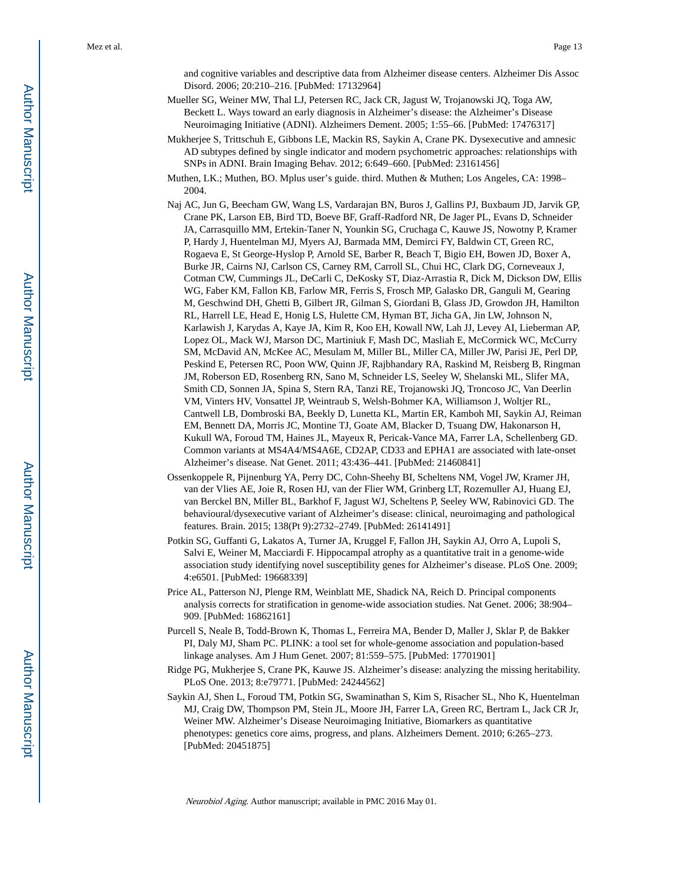and cognitive variables and descriptive data from Alzheimer disease centers. Alzheimer Dis Assoc Disord. 2006; 20:210–216. [PubMed: 17132964]

Mueller SG, Weiner MW, Thal LJ, Petersen RC, Jack CR, Jagust W, Trojanowski JQ, Toga AW, Beckett L. Ways toward an early diagnosis in Alzheimer's disease: the Alzheimer's Disease Neuroimaging Initiative (ADNI). Alzheimers Dement. 2005; 1:55–66. [PubMed: 17476317]

Mukherjee S, Trittschuh E, Gibbons LE, Mackin RS, Saykin A, Crane PK. Dysexecutive and amnesic AD subtypes defined by single indicator and modern psychometric approaches: relationships with SNPs in ADNI. Brain Imaging Behav. 2012; 6:649–660. [PubMed: 23161456]

Muthen, LK.; Muthen, BO. Mplus user's guide. third. Muthen & Muthen; Los Angeles, CA: 1998–2004.

Naj AC, Jun G, Beecham GW, Wang LS, Vardarajan BN, Buros J, Gallins PJ, Buxbaum JD, Jarvik GP, Crane PK, Larson EB, Bird TD, Boeve BF, Graff-Radford NR, De Jager PL, Evans D, Schneider JA, Carrasquillo MM, Ertekin-Taner N, Younkin SG, Cruchaga C, Kauwe JS, Nowotny P, Kramer P, Hardy J, Huentelman MJ, Myers AJ, Barmada MM, Demirci FY, Baldwin CT, Green RC, Rogaeva E, St George-Hyslop P, Arnold SE, Barber R, Beach T, Bigio EH, Bowen JD, Boxer A, Burke JR, Cairns NJ, Carlson CS, Carney RM, Carroll SL, Chui HC, Clark DG, Corneveaux J, Cotman CW, Cummings JL, DeCarli C, DeKosky ST, Diaz-Arrastia R, Dick M, Dickson DW, Ellis WG, Faber KM, Fallon KB, Farlow MR, Ferris S, Frosch MP, Galasko DR, Ganguli M, Gearing M, Geschwind DH, Ghetti B, Gilbert JR, Gilman S, Giordani B, Glass JD, Growdon JH, Hamilton RL, Harrell LE, Head E, Honig LS, Hulette CM, Hyman BT, Jicha GA, Jin LW, Johnson N, Karlawish J, Karydas A, Kaye JA, Kim R, Koo EH, Kowall NW, Lah JJ, Levey AI, Lieberman AP, Lopez OL, Mack WJ, Marson DC, Martiniuk F, Mash DC, Masliah E, McCormick WC, McCurry SM, McDavid AN, McKee AC, Mesulam M, Miller BL, Miller CA, Miller JW, Parisi JE, Perl DP, Peskind E, Petersen RC, Poon WW, Quinn JF, Rajbhandary RA, Raskind M, Reisberg B, Ringman JM, Roberson ED, Rosenberg RN, Sano M, Schneider LS, Seeley W, Shelanski ML, Slifer MA, Smith CD, Sonnen JA, Spina S, Stern RA, Tanzi RE, Trojanowski JQ, Troncoso JC, Van Deerlin VM, Vinters HV, Vonsattel JP, Weintraub S, Welsh-Bohmer KA, Williamson J, Woltjer RL, Cantwell LB, Dombroski BA, Beekly D, Lunetta KL, Martin ER, Kamboh MI, Saykin AJ, Reiman EM, Bennett DA, Morris JC, Montine TJ, Goate AM, Blacker D, Tsuang DW, Hakonarson H, Kukull WA, Foroud TM, Haines JL, Mayeux R, Pericak-Vance MA, Farrer LA, Schellenberg GD. Common variants at MS4A4/MS4A6E, CD2AP, CD33 and EPHA1 are associated with late-onset Alzheimer's disease. Nat Genet. 2011; 43:436–441. [PubMed: 21460841]

Ossenkoppele R, Pijnenburg YA, Perry DC, Cohn-Sheehy BI, Scheltens NM, Vogel JW, Kramer JH, van der Vlies AE, Joie R, Rosen HJ, van der Flier WM, Grinberg LT, Rozemuller AJ, Huang EJ, van Berckel BN, Miller BL, Barkhof F, Jagust WJ, Scheltens P, Seeley WW, Rabinovici GD. The behavioural/dysexecutive variant of Alzheimer's disease: clinical, neuroimaging and pathological features. Brain. 2015; 138(Pt 9):2732–2749. [PubMed: 26141491]

Potkin SG, Guffanti G, Lakatos A, Turner JA, Kruggel F, Fallon JH, Saykin AJ, Orro A, Lupoli S, Salvi E, Weiner M, Macciardi F. Hippocampal atrophy as a quantitative trait in a genome-wide association study identifying novel susceptibility genes for Alzheimer's disease. PLoS One. 2009; 4:e6501. [PubMed: 19668339]

Price AL, Patterson NJ, Plenge RM, Weinblatt ME, Shadick NA, Reich D. Principal components analysis corrects for stratification in genome-wide association studies. Nat Genet. 2006; 38:904–909. [PubMed: 16862161]

Purcell S, Neale B, Todd-Brown K, Thomas L, Ferreira MA, Bender D, Maller J, Sklar P, de Bakker PI, Daly MJ, Sham PC. PLINK: a tool set for whole-genome association and population-based linkage analyses. Am J Hum Genet. 2007; 81:559–575. [PubMed: 17701901]

Ridge PG, Mukherjee S, Crane PK, Kauwe JS. Alzheimer's disease: analyzing the missing heritability. PLoS One. 2013; 8:e79771. [PubMed: 24244562]

Saykin AJ, Shen L, Foroud TM, Potkin SG, Swaminathan S, Kim S, Risacher SL, Nho K, Huentelman MJ, Craig DW, Thompson PM, Stein JL, Moore JH, Farrer LA, Green RC, Bertram L, Jack CR Jr, Weiner MW. Alzheimer's Disease Neuroimaging Initiative, Biomarkers as quantitative phenotypes: genetics core aims, progress, and plans. Alzheimers Dement. 2010; 6:265–273. [PubMed: 20451875]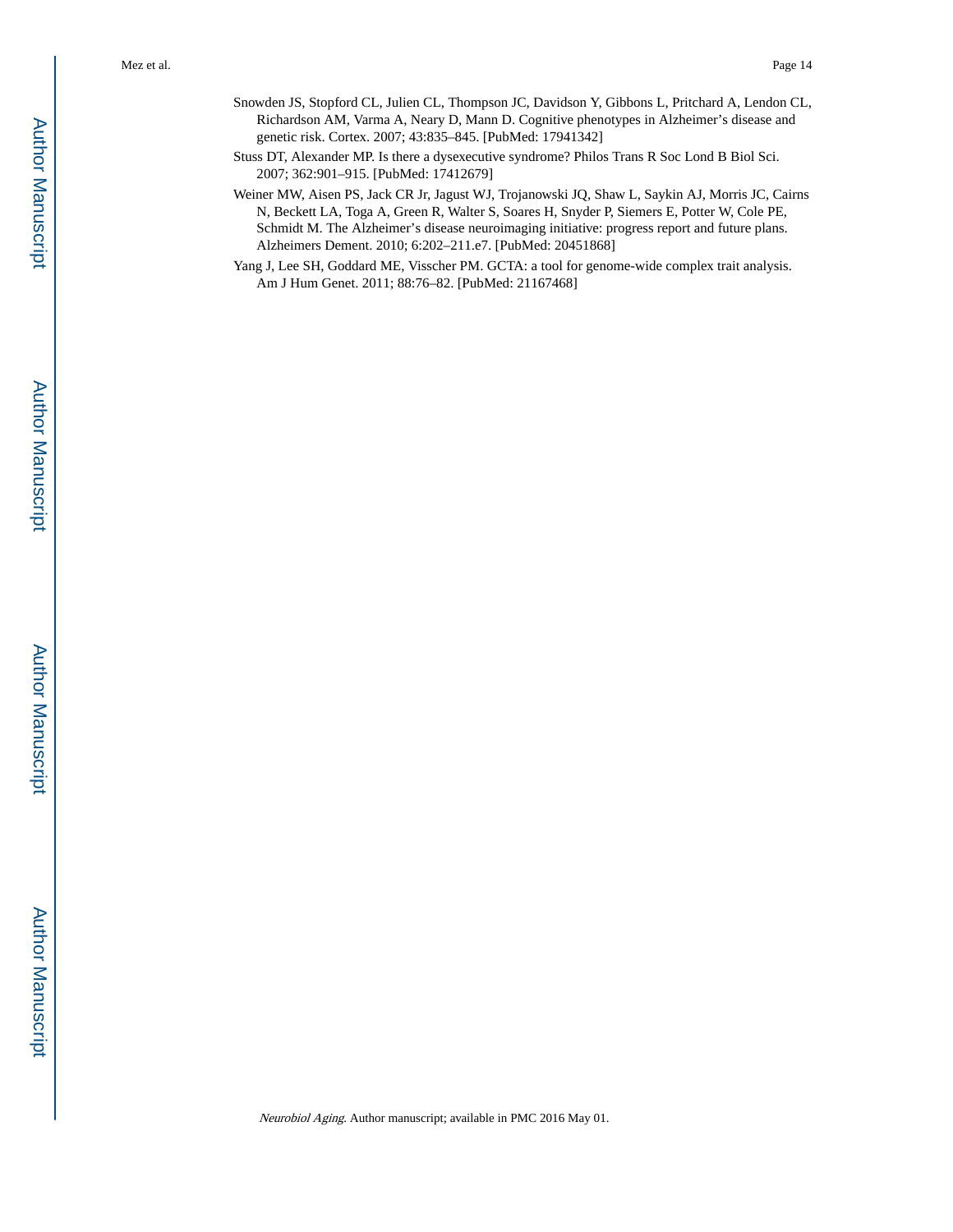Snowden JS, Stopford CL, Julien CL, Thompson JC, Davidson Y, Gibbons L, Pritchard A, Lendon CL, Richardson AM, Varma A, Neary D, Mann D. Cognitive phenotypes in Alzheimer's disease and genetic risk. Cortex. 2007; 43:835–845. [PubMed: 17941342]

Stuss DT, Alexander MP. Is there a dysexecutive syndrome? Philos Trans R Soc Lond B Biol Sci. 2007; 362:901–915. [PubMed: 17412679]

Weiner MW, Aisen PS, Jack CR Jr, Jagust WJ, Trojanowski JQ, Shaw L, Saykin AJ, Morris JC, Cairns N, Beckett LA, Toga A, Green R, Walter S, Soares H, Snyder P, Siemers E, Potter W, Cole PE, Schmidt M. The Alzheimer's disease neuroimaging initiative: progress report and future plans. Alzheimers Dement. 2010; 6:202–211.e7. [PubMed: 20451868]

Yang J, Lee SH, Goddard ME, Visscher PM. GCTA: a tool for genome-wide complex trait analysis. Am J Hum Genet. 2011; 88:76–82. [PubMed: 21167468]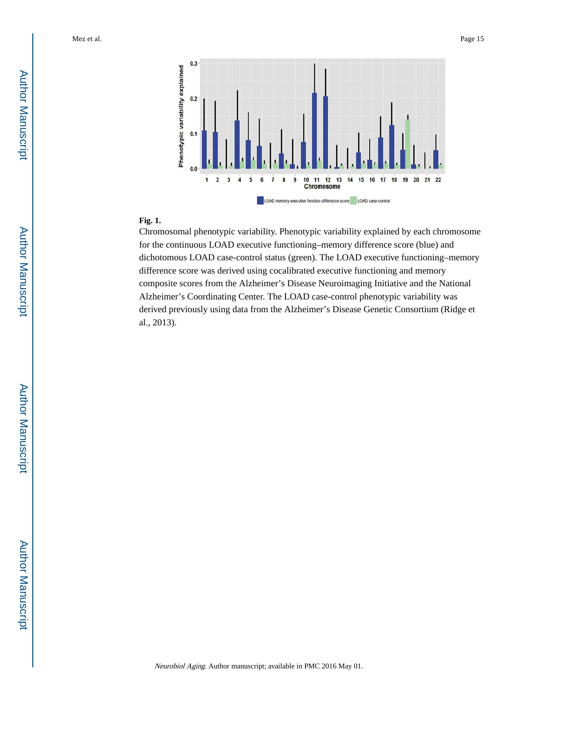**Fig. 1.**

Chromosomal phenotypic variability. Phenotypic variability explained by each chromosome for the continuous LOAD executive functioning–memory difference score (blue) and dichotomous LOAD case-control status (green). The LOAD executive functioning–memory difference score was derived using cocalibrated executive functioning and memory composite scores from the Alzheimer's Disease Neuroimaging Initiative and the National Alzheimer's Coordinating Center. The LOAD case-control phenotypic variability was derived previously using data from the Alzheimer's Disease Genetic Consortium (Ridge et al., 2013).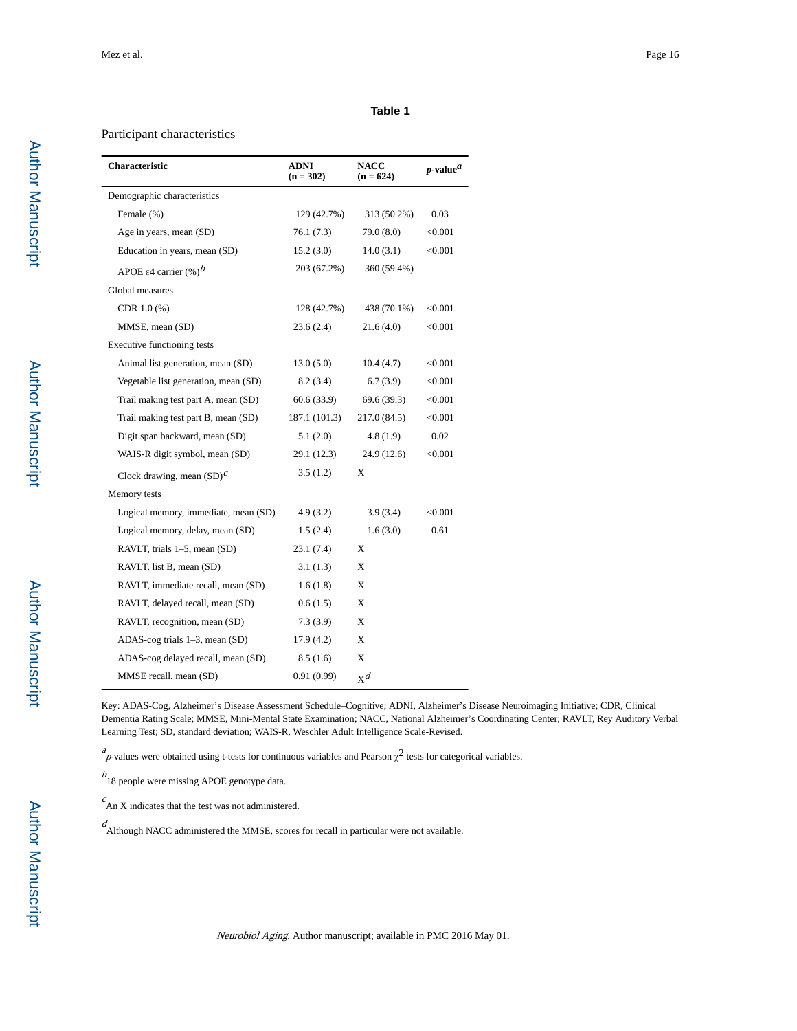**Table 1**

Participant characteristics

| Characteristic | ADNI (n = 302) | NACC (n = 624) | *p*-value[a] |
|---|---|---|---|
| Demographic characteristics | | | |
| Female (%) | 129 (42.7%) | 313 (50.2%) | 0.03 |
| Age in years, mean (SD) | 76.1 (7.3) | 79.0 (8.0) | <0.001 |
| Education in years, mean (SD) | 15.2 (3.0) | 14.0 (3.1) | <0.001 |
| APOE ε4 carrier (%)[b] | 203 (67.2%) | 360 (59.4%) | |
| Global measures | | | |
| CDR 1.0 (%) | 128 (42.7%) | 438 (70.1%) | <0.001 |
| MMSE, mean (SD) | 23.6 (2.4) | 21.6 (4.0) | <0.001 |
| Executive functioning tests | | | |
| Animal list generation, mean (SD) | 13.0 (5.0) | 10.4 (4.7) | <0.001 |
| Vegetable list generation, mean (SD) | 8.2 (3.4) | 6.7 (3.9) | <0.001 |
| Trail making test part A, mean (SD) | 60.6 (33.9) | 69.6 (39.3) | <0.001 |
| Trail making test part B, mean (SD) | 187.1 (101.3) | 217.0 (84.5) | <0.001 |
| Digit span backward, mean (SD) | 5.1 (2.0) | 4.8 (1.9) | 0.02 |
| WAIS-R digit symbol, mean (SD) | 29.1 (12.3) | 24.9 (12.6) | <0.001 |
| Clock drawing, mean (SD)[c] | 3.5 (1.2) | X | |
| Memory tests | | | |
| Logical memory, immediate, mean (SD) | 4.9 (3.2) | 3.9 (3.4) | <0.001 |
| Logical memory, delay, mean (SD) | 1.5 (2.4) | 1.6 (3.0) | 0.61 |
| RAVLT, trials 1–5, mean (SD) | 23.1 (7.4) | X | |
| RAVLT, list B, mean (SD) | 3.1 (1.3) | X | |
| RAVLT, immediate recall, mean (SD) | 1.6 (1.8) | X | |
| RAVLT, delayed recall, mean (SD) | 0.6 (1.5) | X | |
| RAVLT, recognition, mean (SD) | 7.3 (3.9) | X | |
| ADAS-cog trials 1–3, mean (SD) | 17.9 (4.2) | X | |
| ADAS-cog delayed recall, mean (SD) | 8.5 (1.6) | X | |
| MMSE recall, mean (SD) | 0.91 (0.99) | X[d] | |

Key: ADAS-Cog, Alzheimer's Disease Assessment Schedule–Cognitive; ADNI, Alzheimer's Disease Neuroimaging Initiative; CDR, Clinical Dementia Rating Scale; MMSE, Mini-Mental State Examination; NACC, National Alzheimer's Coordinating Center; RAVLT, Rey Auditory Verbal Learning Test; SD, standard deviation; WAIS-R, Weschler Adult Intelligence Scale-Revised.

[a] *p*-values were obtained using t-tests for continuous variables and Pearson $\chi^2$ tests for categorical variables.

[b] 18 people were missing APOE genotype data.

[c] An X indicates that the test was not administered.

[d] Although NACC administered the MMSE, scores for recall in particular were not available.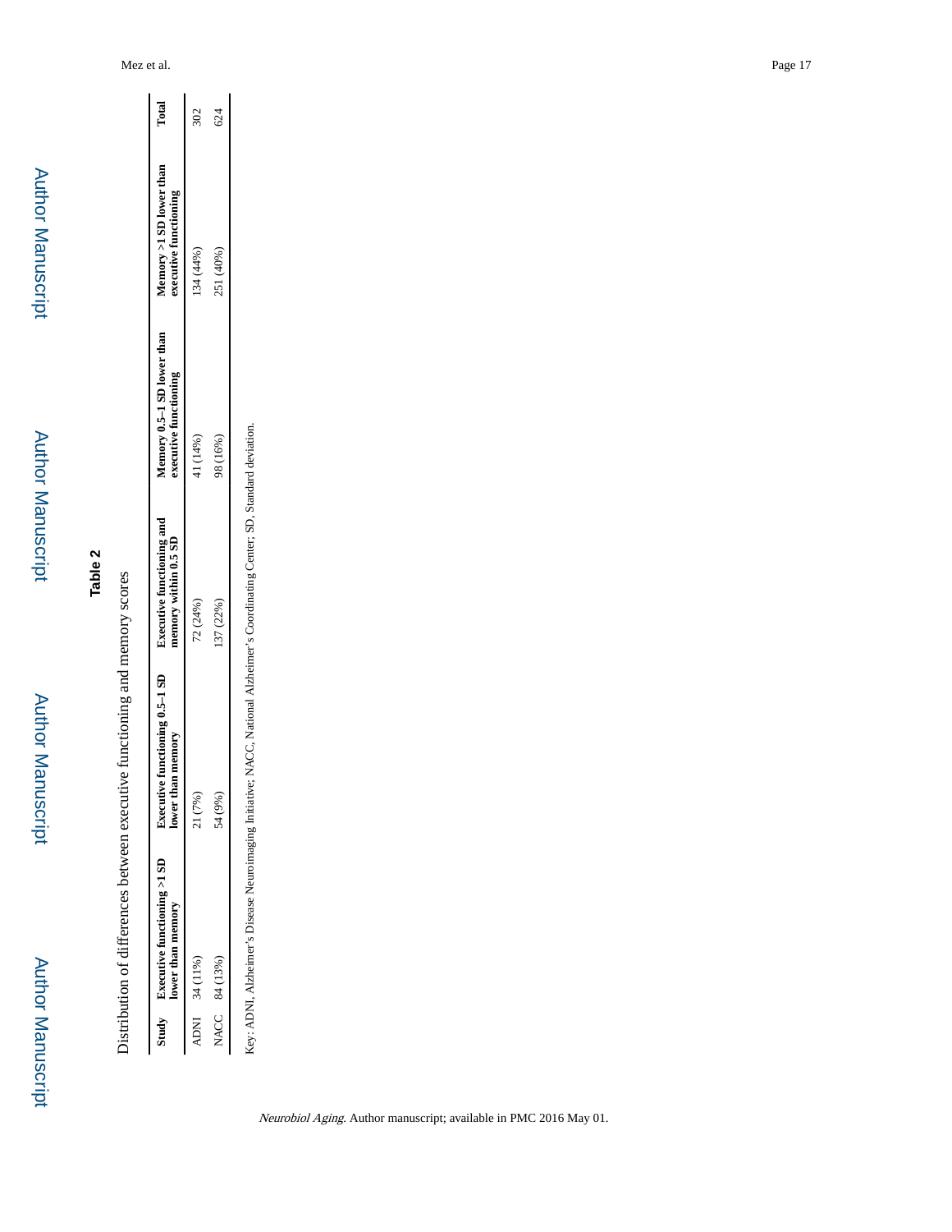## Table 2

Distribution of differences between executive functioning and memory scores

| Study | Executive functioning >1 SD lower than memory | Executive functioning 0.5–1 SD lower than memory | Executive functioning and memory within 0.5 SD | Memory 0.5–1 SD lower than executive functioning | Memory >1 SD lower than executive functioning | Total |
|---|---|---|---|---|---|---|
| ADNI | 34 (11%) | 21 (7%) | 72 (24%) | 41 (14%) | 134 (44%) | 302 |
| NACC | 84 (13%) | 54 (9%) | 137 (22%) | 98 (16%) | 251 (40%) | 624 |

Key: ADNI, Alzheimer's Disease Neuroimaging Initiative; NACC, National Alzheimer's Coordinating Center; SD, Standard deviation.